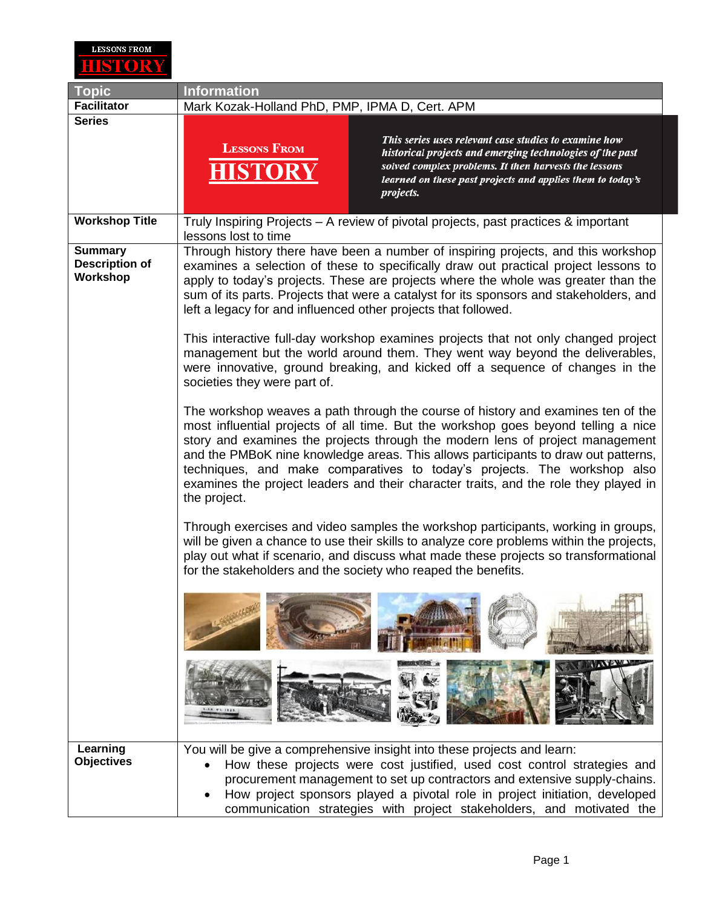LESSONS FROM **HISTORY**

| Topic | Information |
| --- | --- |
| **Facilitator** | Mark Kozak-Holland PhD, PMP, IPMA D, Cert. APM |
| **Series** | LESSONS FROM HISTORY — *This series uses relevant case studies to examine how historical projects and emerging technologies of the past solved complex problems. It then harvests the lessons learned on these past projects and applies them to today's projects.* |
| **Workshop Title** | Truly Inspiring Projects – A review of pivotal projects, past practices & important lessons lost to time |
| **Summary Description of Workshop** | Through history there have been a number of inspiring projects, and this workshop examines a selection of these to specifically draw out practical project lessons to apply to today's projects. These are projects where the whole was greater than the sum of its parts. Projects that were a catalyst for its sponsors and stakeholders, and left a legacy for and influenced other projects that followed.<br><br>This interactive full-day workshop examines projects that not only changed project management but the world around them. They went way beyond the deliverables, were innovative, ground breaking, and kicked off a sequence of changes in the societies they were part of.<br><br>The workshop weaves a path through the course of history and examines ten of the most influential projects of all time. But the workshop goes beyond telling a nice story and examines the projects through the modern lens of project management and the PMBoK nine knowledge areas. This allows participants to draw out patterns, techniques, and make comparatives to today's projects. The workshop also examines the project leaders and their character traits, and the role they played in the project.<br><br>Through exercises and video samples the workshop participants, working in groups, will be given a chance to use their skills to analyze core problems within the projects, play out what if scenario, and discuss what made these projects so transformational for the stakeholders and the society who reaped the benefits. |
| **Learning Objectives** | You will be give a comprehensive insight into these projects and learn:<br>• How these projects were cost justified, used cost control strategies and procurement management to set up contractors and extensive supply-chains.<br>• How project sponsors played a pivotal role in project initiation, developed communication strategies with project stakeholders, and motivated the |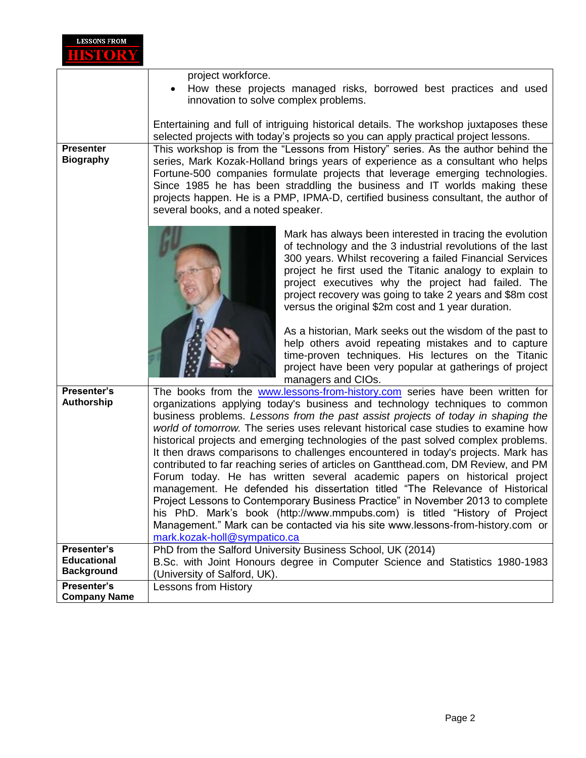| | |
|---|---|
| | project workforce.<br>• How these projects managed risks, borrowed best practices and used innovation to solve complex problems.<br><br>Entertaining and full of intriguing historical details. The workshop juxtaposes these selected projects with today's projects so you can apply practical project lessons. |
| **Presenter Biography** | This workshop is from the "Lessons from History" series. As the author behind the series, Mark Kozak-Holland brings years of experience as a consultant who helps Fortune-500 companies formulate projects that leverage emerging technologies. Since 1985 he has been straddling the business and IT worlds making these projects happen. He is a PMP, IPMA-D, certified business consultant, the author of several books, and a noted speaker.<br><br>Mark has always been interested in tracing the evolution of technology and the 3 industrial revolutions of the last 300 years. Whilst recovering a failed Financial Services project he first used the Titanic analogy to explain to project executives why the project had failed. The project recovery was going to take 2 years and $8m cost versus the original $2m cost and 1 year duration.<br><br>As a historian, Mark seeks out the wisdom of the past to help others avoid repeating mistakes and to capture time-proven techniques. His lectures on the Titanic project have been very popular at gatherings of project managers and CIOs. |
| **Presenter's Authorship** | The books from the [www.lessons-from-history.com](http://www.lessons-from-history.com) series have been written for organizations applying today's business and technology techniques to common business problems. *Lessons from the past assist projects of today in shaping the world of tomorrow.* The series uses relevant historical case studies to examine how historical projects and emerging technologies of the past solved complex problems. It then draws comparisons to challenges encountered in today's projects. Mark has contributed to far reaching series of articles on Gantthead.com, DM Review, and PM Forum today. He has written several academic papers on historical project management. He defended his dissertation titled "The Relevance of Historical Project Lessons to Contemporary Business Practice" in November 2013 to complete his PhD. Mark's book (http://www.mmpubs.com) is titled "History of Project Management." Mark can be contacted via his site www.lessons-from-history.com or [mark.kozak-holl@sympatico.ca](mailto:mark.kozak-holl@sympatico.ca) |
| **Presenter's Educational Background** | PhD from the Salford University Business School, UK (2014)<br>B.Sc. with Joint Honours degree in Computer Science and Statistics 1980-1983 (University of Salford, UK). |
| **Presenter's Company Name** | Lessons from History |